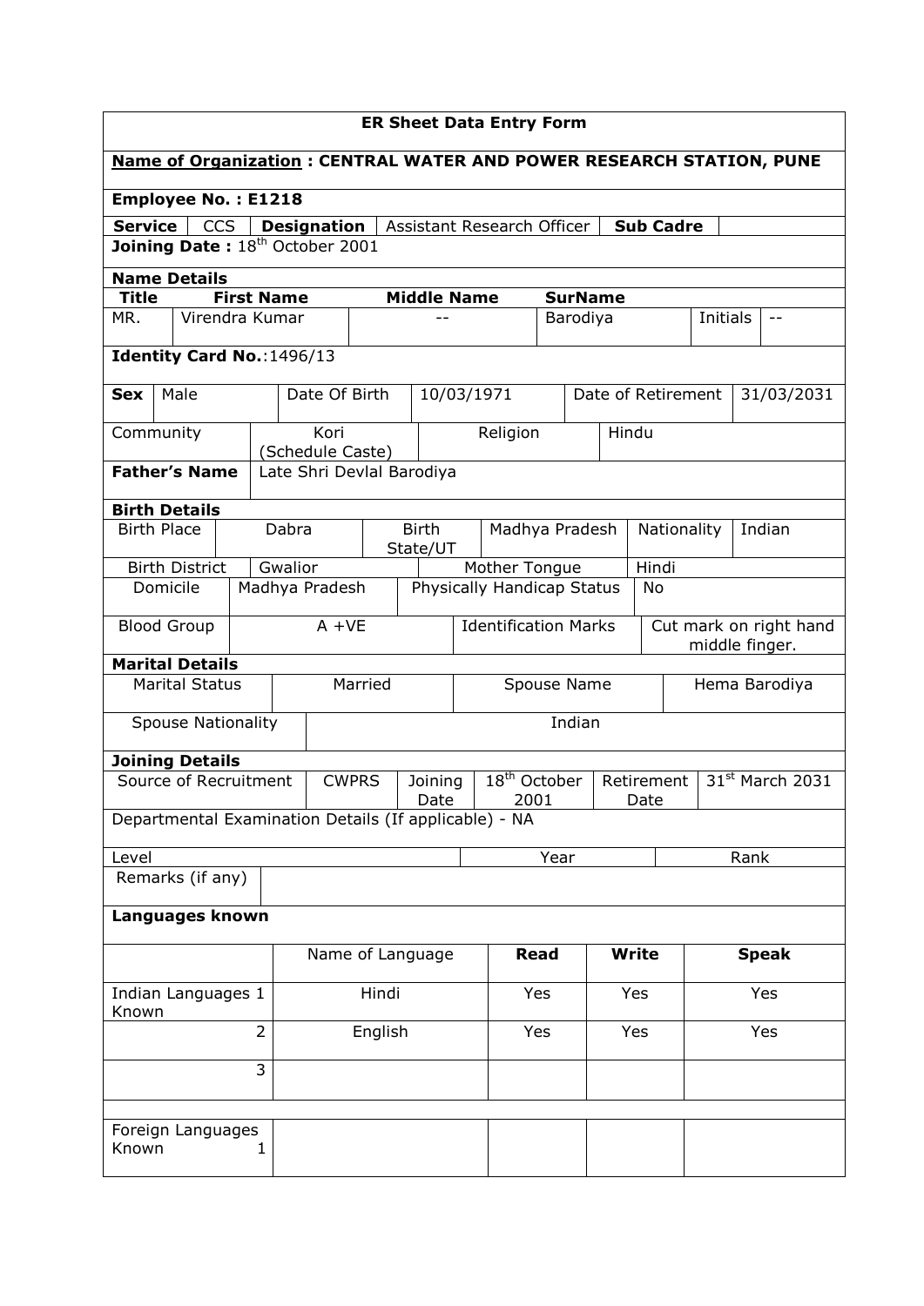# ER Sheet Data Entry Form

**Name of Organization : CENTRAL WATER AND POWER RESEARCH STATION, PUNE**

**Employee No. : E1218**

| **Service** | CCS | **Designation** | Assistant Research Officer | **Sub Cadre** | |
|---|---|---|---|---|---|

**Joining Date :** 18th October 2001

**Name Details**

| **Title** | **First Name** | **Middle Name** | **SurName** | | |
|---|---|---|---|---|---|
| MR. | Virendra Kumar | -- | Barodiya | Initials | -- |

**Identity Card No.**:1496/13

| **Sex** | Male | Date Of Birth | 10/03/1971 | Date of Retirement | 31/03/2031 |
|---|---|---|---|---|---|
| Community | Kori (Schedule Caste) | Religion | Hindu | | |
| **Father's Name** | Late Shri Devlal Barodiya | | | | |

**Birth Details**

| Birth Place | Dabra | Birth State/UT | Madhya Pradesh | Nationality | Indian |
|---|---|---|---|---|---|
| Birth District | Gwalior | Mother Tongue | Hindi | | |
| Domicile | Madhya Pradesh | Physically Handicap Status | No | | |
| Blood Group | A +VE | Identification Marks | Cut mark on right hand middle finger. | | |

**Marital Details**

| Marital Status | Married | Spouse Name | Hema Barodiya |
|---|---|---|---|
| Spouse Nationality | Indian | | |

**Joining Details**

| Source of Recruitment | CWPRS | Joining Date | 18th October 2001 | Retirement Date | 31st March 2031 |
|---|---|---|---|---|---|

Departmental Examination Details (If applicable) - NA

| Level | Year | Rank |
|---|---|---|
| Remarks (if any) | | |

**Languages known**

| | Name of Language | **Read** | **Write** | **Speak** |
|---|---|---|---|---|
| Indian Languages Known 1 | Hindi | Yes | Yes | Yes |
| 2 | English | Yes | Yes | Yes |
| 3 | | | | |
| | | | | |
| Foreign Languages Known 1 | | | | |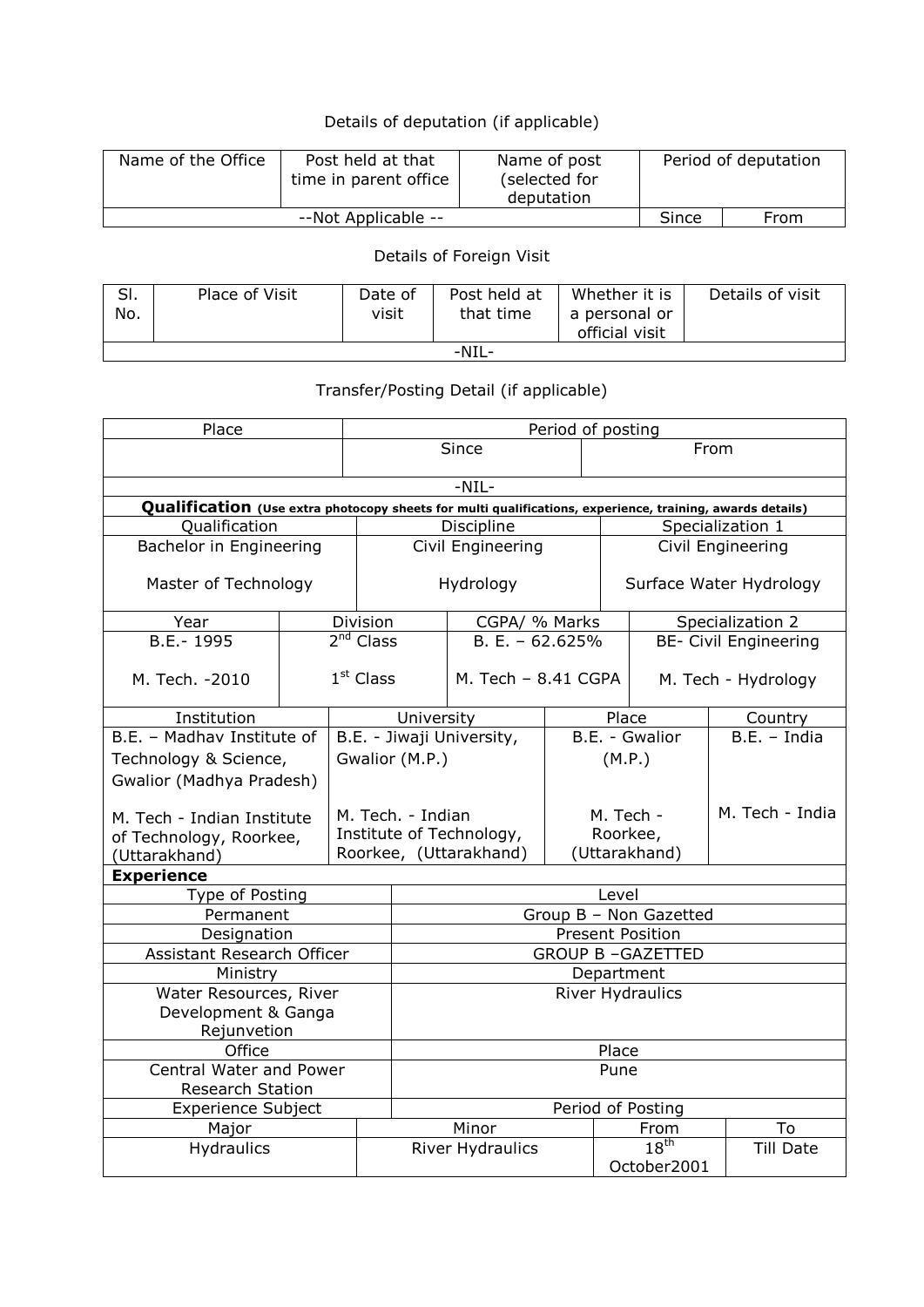Details of deputation (if applicable)

| Name of the Office | Post held at that time in parent office | Name of post (selected for deputation | Period of deputation | |
|---|---|---|---|---|
| --Not Applicable -- | | | Since | From |

Details of Foreign Visit

| Sl. No. | Place of Visit | Date of visit | Post held at that time | Whether it is a personal or official visit | Details of visit |
|---|---|---|---|---|---|
| -NIL- | | | | | |

Transfer/Posting Detail (if applicable)

| Place | Period of posting | |
|---|---|---|
| | Since | From |
| -NIL- | | |

**Qualification** **(Use extra photocopy sheets for multi qualifications, experience, training, awards details)**

| Qualification | Discipline | Specialization 1 |
|---|---|---|
| Bachelor in Engineering<br><br>Master of Technology | Civil Engineering<br><br>Hydrology | Civil Engineering<br><br>Surface Water Hydrology |

| Year | Division | CGPA/ % Marks | Specialization 2 |
|---|---|---|---|
| B.E.- 1995<br><br>M. Tech. -2010 | 2nd Class<br><br>1st Class | B. E. – 62.625%<br><br>M. Tech – 8.41 CGPA | BE- Civil Engineering<br><br>M. Tech - Hydrology |

| Institution | University | Place | Country |
|---|---|---|---|
| B.E. – Madhav Institute of Technology & Science, Gwalior (Madhya Pradesh)<br><br>M. Tech - Indian Institute of Technology, Roorkee, (Uttarakhand) | B.E. - Jiwaji University, Gwalior (M.P.)<br><br>M. Tech. - Indian Institute of Technology, Roorkee, (Uttarakhand) | B.E. - Gwalior (M.P.)<br><br>M. Tech - Roorkee, (Uttarakhand) | B.E. – India<br><br>M. Tech - India |

**Experience**

| Type of Posting | Level |
|---|---|
| Permanent | Group B – Non Gazetted |
| Designation | Present Position |
| Assistant Research Officer | GROUP B –GAZETTED |
| Ministry | Department |
| Water Resources, River Development & Ganga Rejunvetion | River Hydraulics |
| Office | Place |
| Central Water and Power Research Station | Pune |

| Experience Subject | | Period of Posting | |
|---|---|---|---|
| Major | Minor | From | To |
| Hydraulics | River Hydraulics | 18th October2001 | Till Date |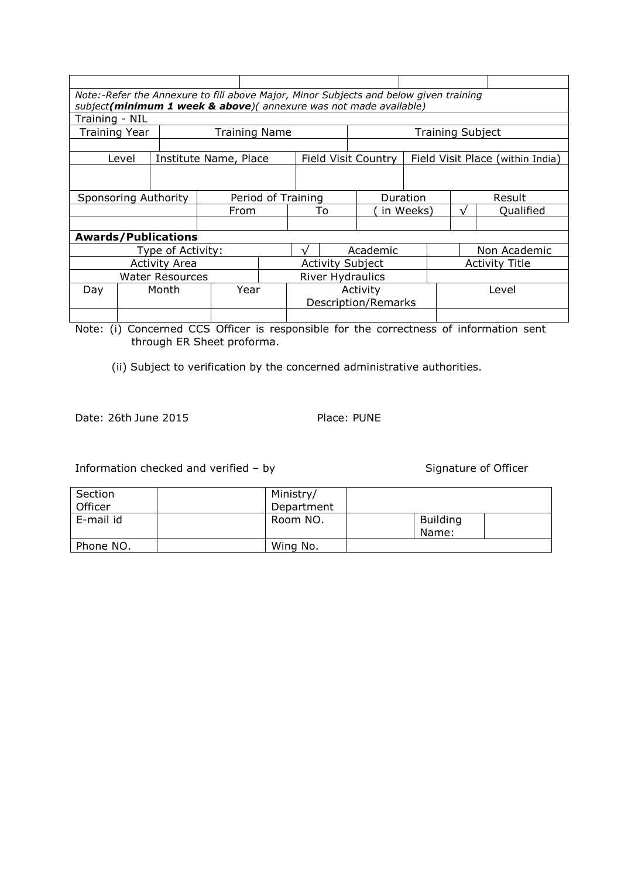| | | | | |
|---|---|---|---|---|
| | | | | |

*Note:-Refer the Annexure to fill above Major, Minor Subjects and below given training subject**(minimum 1 week & above)**( annexure was not made available)*

Training - NIL

| Training Year | Training Name | Training Subject |
|---|---|---|
| | | |

| Level | Institute Name, Place | Field Visit Country | Field Visit Place (within India) |
|---|---|---|---|
| | | | |

| Sponsoring Authority | Period of Training | | Duration | Result | |
|---|---|---|---|---|---|
| | From | To | ( in Weeks) | √ | Qualified |
| | | | | | |

**Awards/Publications**

| Type of Activity: | √ | Academic | | Non Academic |
|---|---|---|---|---|

| Activity Area | Activity Subject | Activity Title |
|---|---|---|
| Water Resources | River Hydraulics | |

| Day | Month | Year | Activity Description/Remarks | Level |
|---|---|---|---|---|
| | | | | |

Note: (i) Concerned CCS Officer is responsible for the correctness of information sent through ER Sheet proforma.

(ii) Subject to verification by the concerned administrative authorities.

Date: 26th June 2015 Place: PUNE

Information checked and verified – by Signature of Officer

| | | | | | |
|---|---|---|---|---|---|
| Section Officer | | Ministry/ Department | | | |
| E-mail id | | Room NO. | | Building Name: | |
| Phone NO. | | Wing No. | | | |